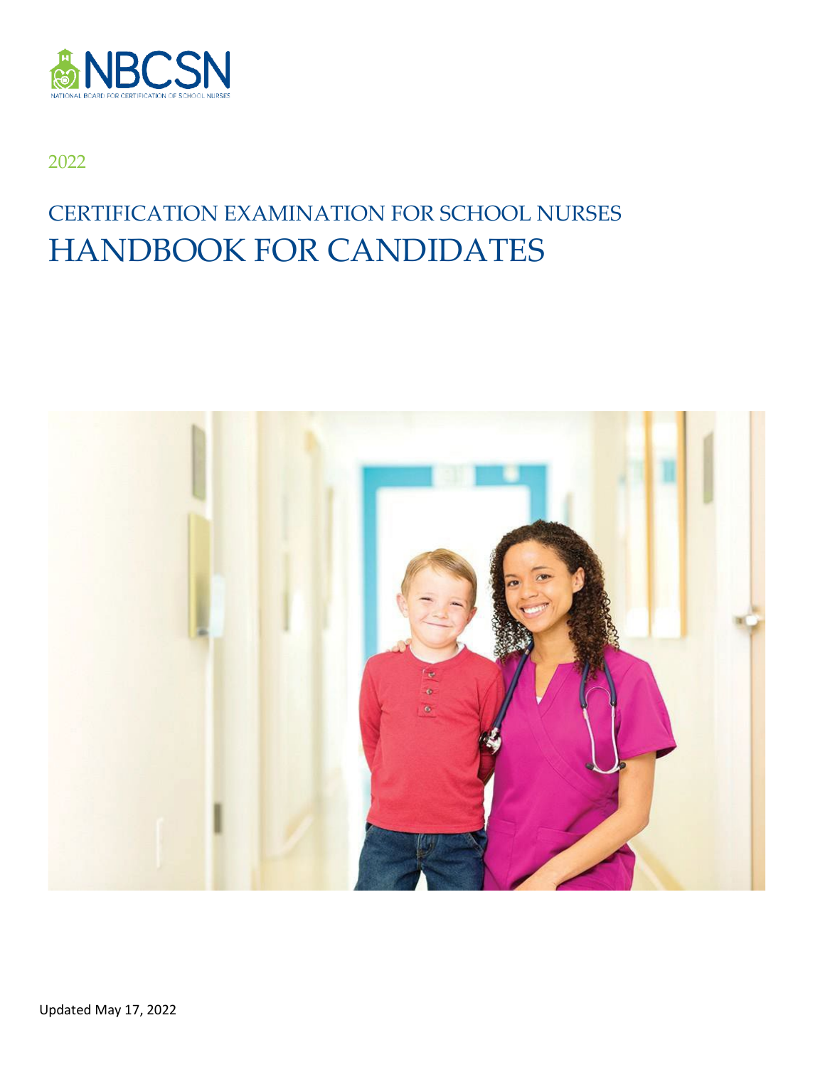NBCSN

NATIONAL BOARD FOR CERTIFICATION OF SCHOOL NURSES

2022

# CERTIFICATION EXAMINATION FOR SCHOOL NURSES
# HANDBOOK FOR CANDIDATES

Updated May 17, 2022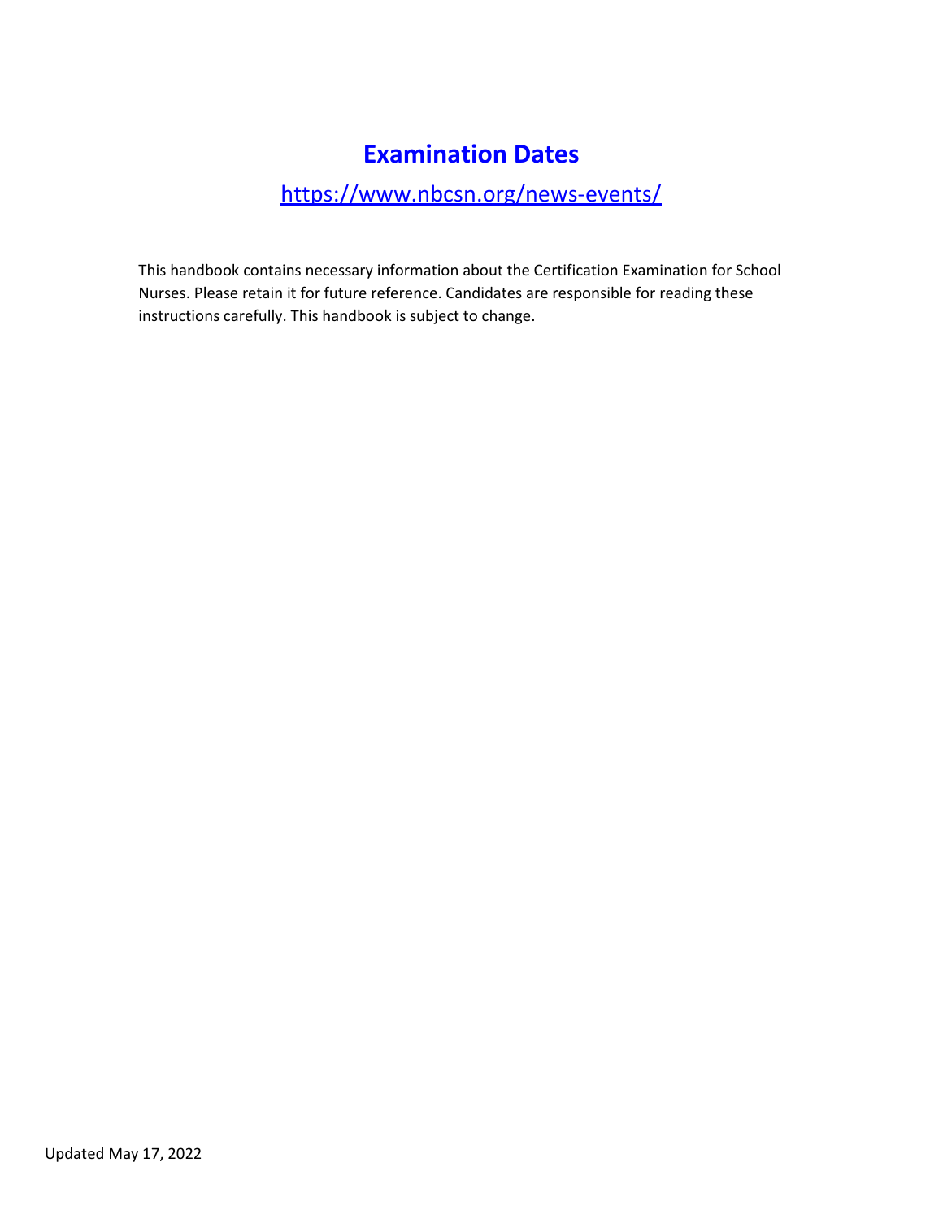# Examination Dates

https://www.nbcsn.org/news-events/

This handbook contains necessary information about the Certification Examination for School Nurses. Please retain it for future reference. Candidates are responsible for reading these instructions carefully. This handbook is subject to change.

Updated May 17, 2022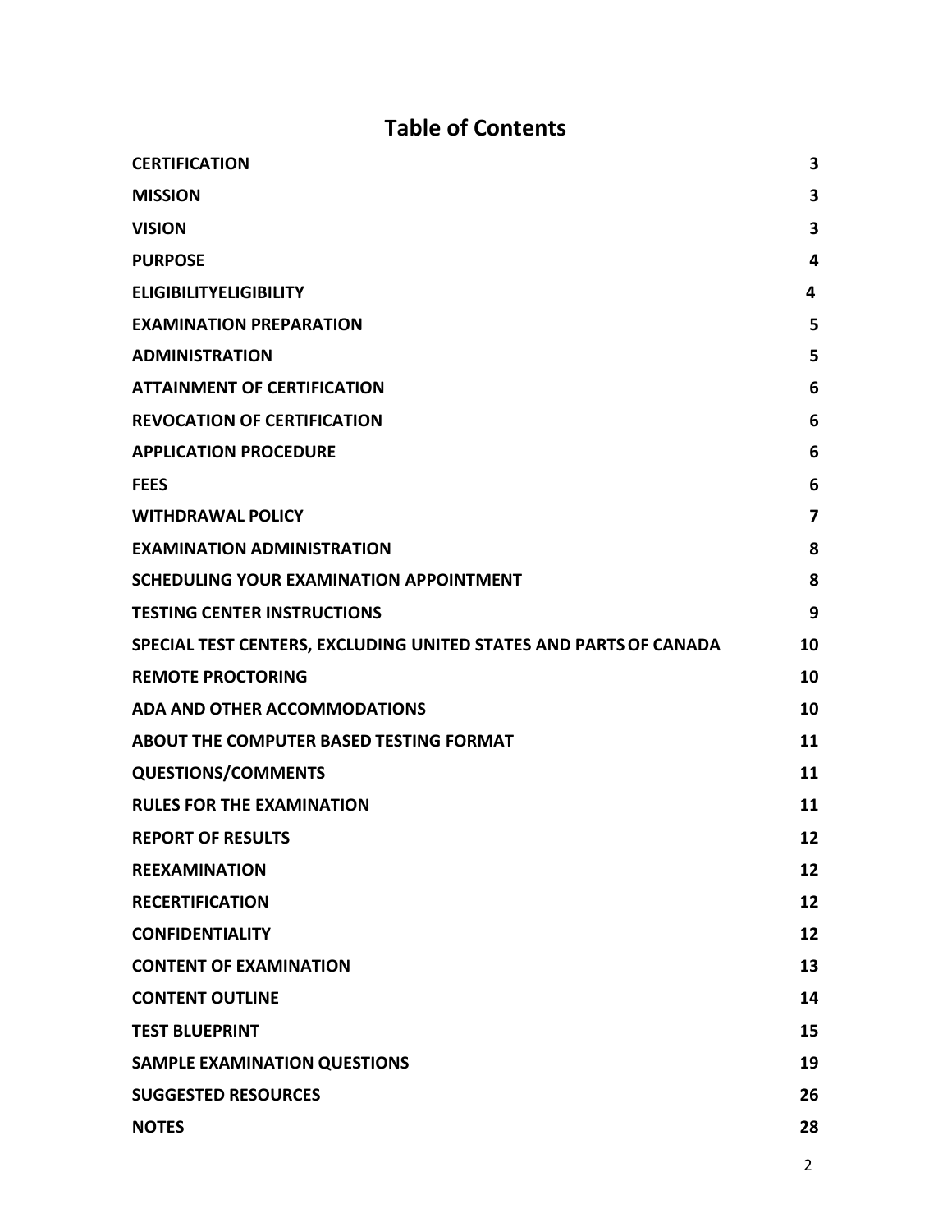# Table of Contents

| | |
|---|---|
| **CERTIFICATION** | **3** |
| **MISSION** | **3** |
| **VISION** | **3** |
| **PURPOSE** | **4** |
| **ELIGIBILITYELIGIBILITY** | **4** |
| **EXAMINATION PREPARATION** | **5** |
| **ADMINISTRATION** | **5** |
| **ATTAINMENT OF CERTIFICATION** | **6** |
| **REVOCATION OF CERTIFICATION** | **6** |
| **APPLICATION PROCEDURE** | **6** |
| **FEES** | **6** |
| **WITHDRAWAL POLICY** | **7** |
| **EXAMINATION ADMINISTRATION** | **8** |
| **SCHEDULING YOUR EXAMINATION APPOINTMENT** | **8** |
| **TESTING CENTER INSTRUCTIONS** | **9** |
| **SPECIAL TEST CENTERS, EXCLUDING UNITED STATES AND PARTS OF CANADA** | **10** |
| **REMOTE PROCTORING** | **10** |
| **ADA AND OTHER ACCOMMODATIONS** | **10** |
| **ABOUT THE COMPUTER BASED TESTING FORMAT** | **11** |
| **QUESTIONS/COMMENTS** | **11** |
| **RULES FOR THE EXAMINATION** | **11** |
| **REPORT OF RESULTS** | **12** |
| **REEXAMINATION** | **12** |
| **RECERTIFICATION** | **12** |
| **CONFIDENTIALITY** | **12** |
| **CONTENT OF EXAMINATION** | **13** |
| **CONTENT OUTLINE** | **14** |
| **TEST BLUEPRINT** | **15** |
| **SAMPLE EXAMINATION QUESTIONS** | **19** |
| **SUGGESTED RESOURCES** | **26** |
| **NOTES** | **28** |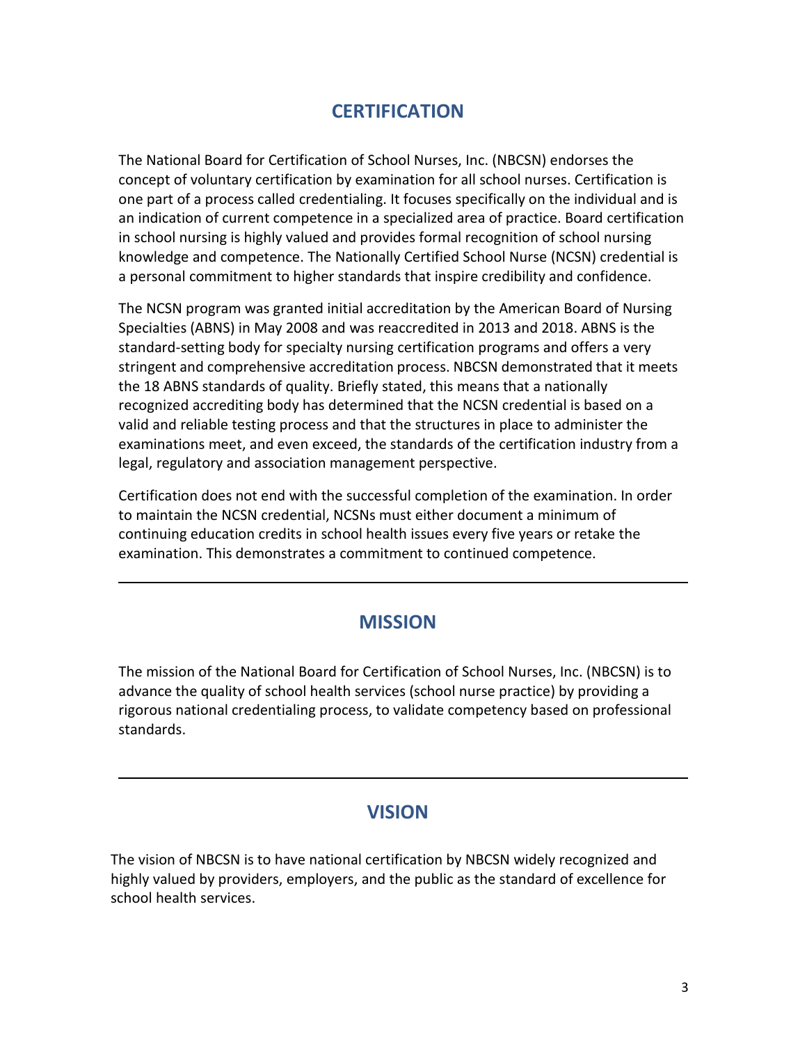## CERTIFICATION

The National Board for Certification of School Nurses, Inc. (NBCSN) endorses the concept of voluntary certification by examination for all school nurses. Certification is one part of a process called credentialing. It focuses specifically on the individual and is an indication of current competence in a specialized area of practice. Board certification in school nursing is highly valued and provides formal recognition of school nursing knowledge and competence. The Nationally Certified School Nurse (NCSN) credential is a personal commitment to higher standards that inspire credibility and confidence.

The NCSN program was granted initial accreditation by the American Board of Nursing Specialties (ABNS) in May 2008 and was reaccredited in 2013 and 2018. ABNS is the standard-setting body for specialty nursing certification programs and offers a very stringent and comprehensive accreditation process. NBCSN demonstrated that it meets the 18 ABNS standards of quality. Briefly stated, this means that a nationally recognized accrediting body has determined that the NCSN credential is based on a valid and reliable testing process and that the structures in place to administer the examinations meet, and even exceed, the standards of the certification industry from a legal, regulatory and association management perspective.

Certification does not end with the successful completion of the examination. In order to maintain the NCSN credential, NCSNs must either document a minimum of continuing education credits in school health issues every five years or retake the examination. This demonstrates a commitment to continued competence.

---

## MISSION

The mission of the National Board for Certification of School Nurses, Inc. (NBCSN) is to advance the quality of school health services (school nurse practice) by providing a rigorous national credentialing process, to validate competency based on professional standards.

---

## VISION

The vision of NBCSN is to have national certification by NBCSN widely recognized and highly valued by providers, employers, and the public as the standard of excellence for school health services.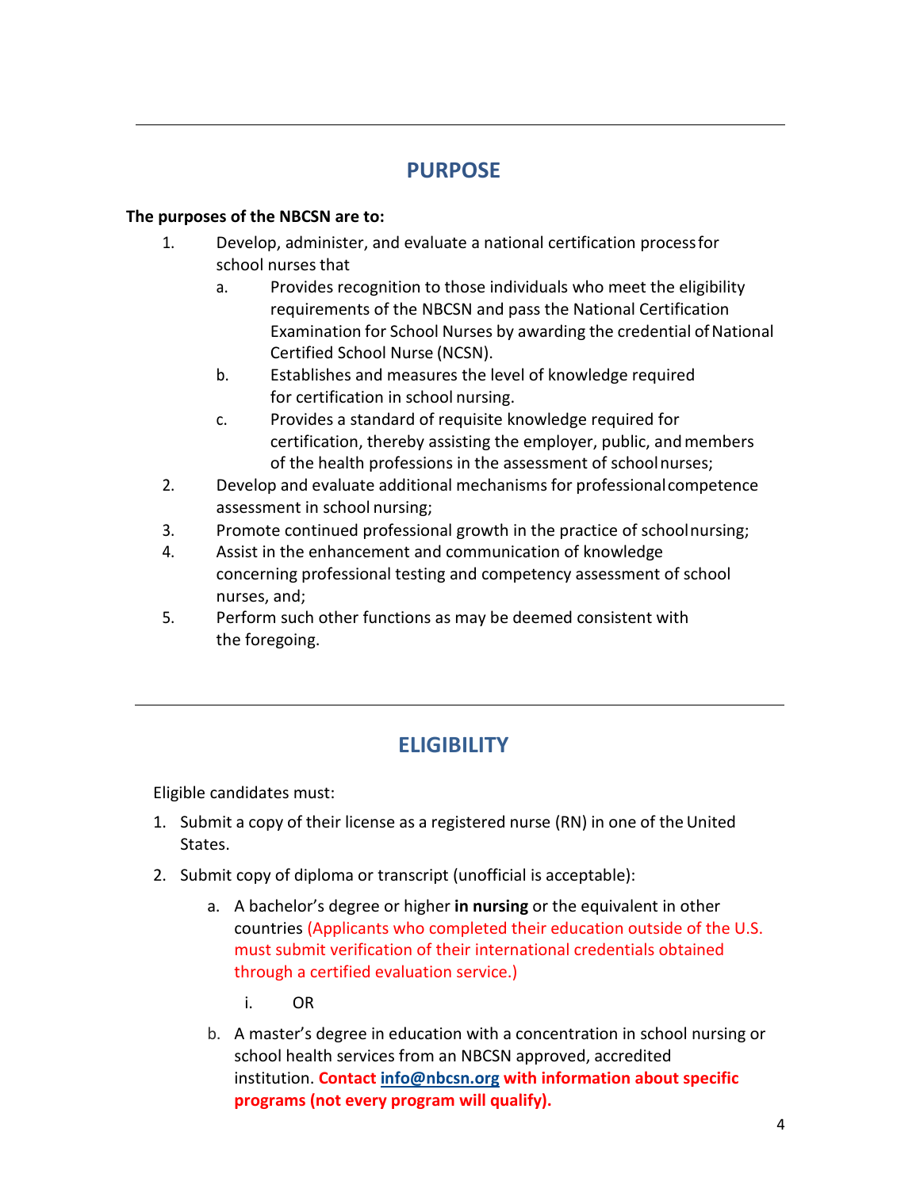## PURPOSE

**The purposes of the NBCSN are to:**

1. Develop, administer, and evaluate a national certification process for school nurses that
   a. Provides recognition to those individuals who meet the eligibility requirements of the NBCSN and pass the National Certification Examination for School Nurses by awarding the credential of National Certified School Nurse (NCSN).
   b. Establishes and measures the level of knowledge required for certification in school nursing.
   c. Provides a standard of requisite knowledge required for certification, thereby assisting the employer, public, and members of the health professions in the assessment of school nurses;
2. Develop and evaluate additional mechanisms for professional competence assessment in school nursing;
3. Promote continued professional growth in the practice of school nursing;
4. Assist in the enhancement and communication of knowledge concerning professional testing and competency assessment of school nurses, and;
5. Perform such other functions as may be deemed consistent with the foregoing.

## ELIGIBILITY

Eligible candidates must:

1. Submit a copy of their license as a registered nurse (RN) in one of the United States.
2. Submit copy of diploma or transcript (unofficial is acceptable):
   a. A bachelor's degree or higher **in nursing** or the equivalent in other countries (Applicants who completed their education outside of the U.S. must submit verification of their international credentials obtained through a certified evaluation service.)
      i. OR
   b. A master's degree in education with a concentration in school nursing or school health services from an NBCSN approved, accredited institution. **Contact info@nbcsn.org with information about specific programs (not every program will qualify).**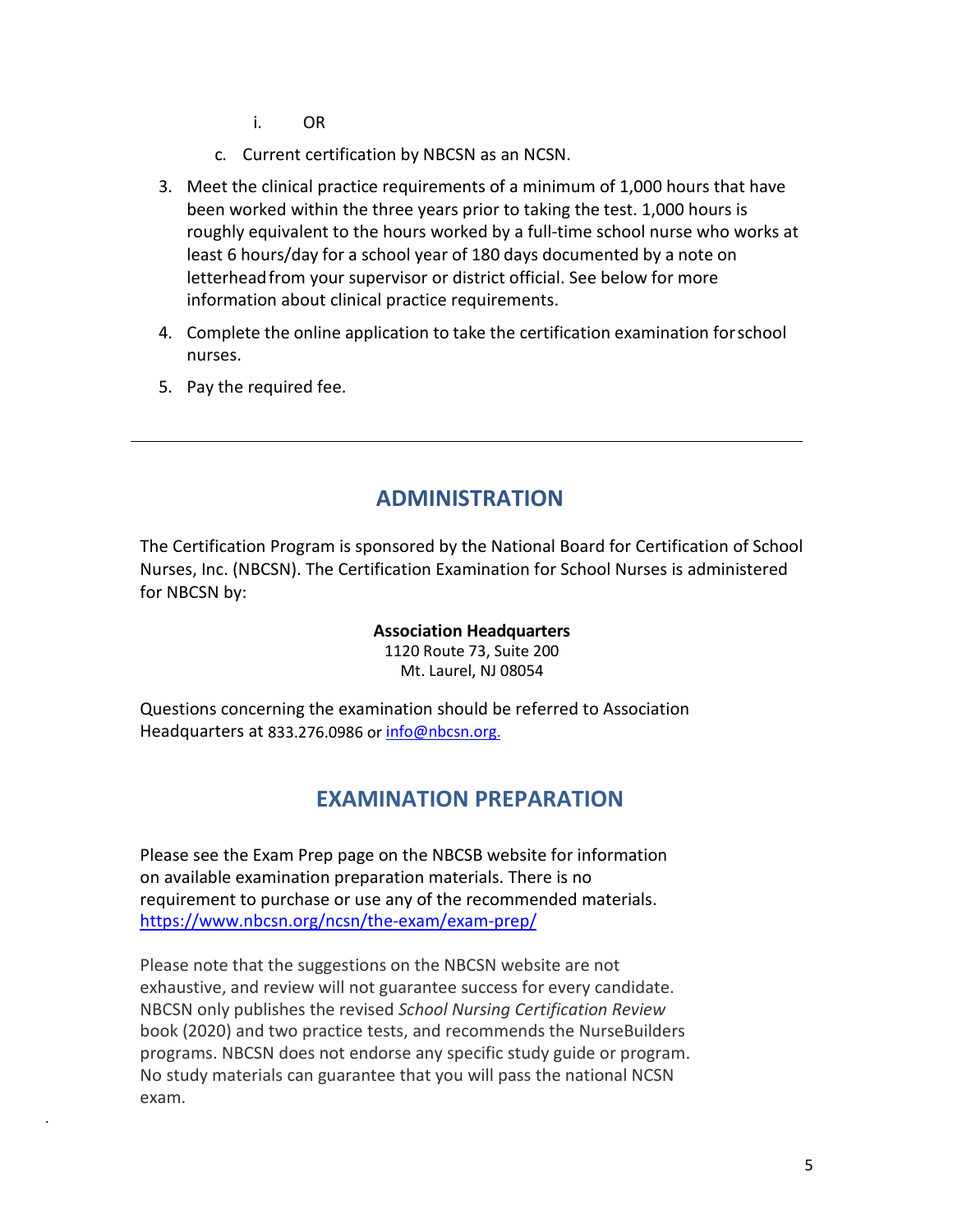i. OR

   c. Current certification by NBCSN as an NCSN.

3. Meet the clinical practice requirements of a minimum of 1,000 hours that have been worked within the three years prior to taking the test. 1,000 hours is roughly equivalent to the hours worked by a full-time school nurse who works at least 6 hours/day for a school year of 180 days documented by a note on letterhead from your supervisor or district official. See below for more information about clinical practice requirements.
4. Complete the online application to take the certification examination for school nurses.
5. Pay the required fee.

---

## ADMINISTRATION

The Certification Program is sponsored by the National Board for Certification of School Nurses, Inc. (NBCSN). The Certification Examination for School Nurses is administered for NBCSN by:

**Association Headquarters**
1120 Route 73, Suite 200
Mt. Laurel, NJ 08054

Questions concerning the examination should be referred to Association Headquarters at 833.276.0986 or info@nbcsn.org.

## EXAMINATION PREPARATION

Please see the Exam Prep page on the NBCSB website for information on available examination preparation materials. There is no requirement to purchase or use any of the recommended materials. https://www.nbcsn.org/ncsn/the-exam/exam-prep/

Please note that the suggestions on the NBCSN website are not exhaustive, and review will not guarantee success for every candidate. NBCSN only publishes the revised *School Nursing Certification Review* book (2020) and two practice tests, and recommends the NurseBuilders programs. NBCSN does not endorse any specific study guide or program. No study materials can guarantee that you will pass the national NCSN exam.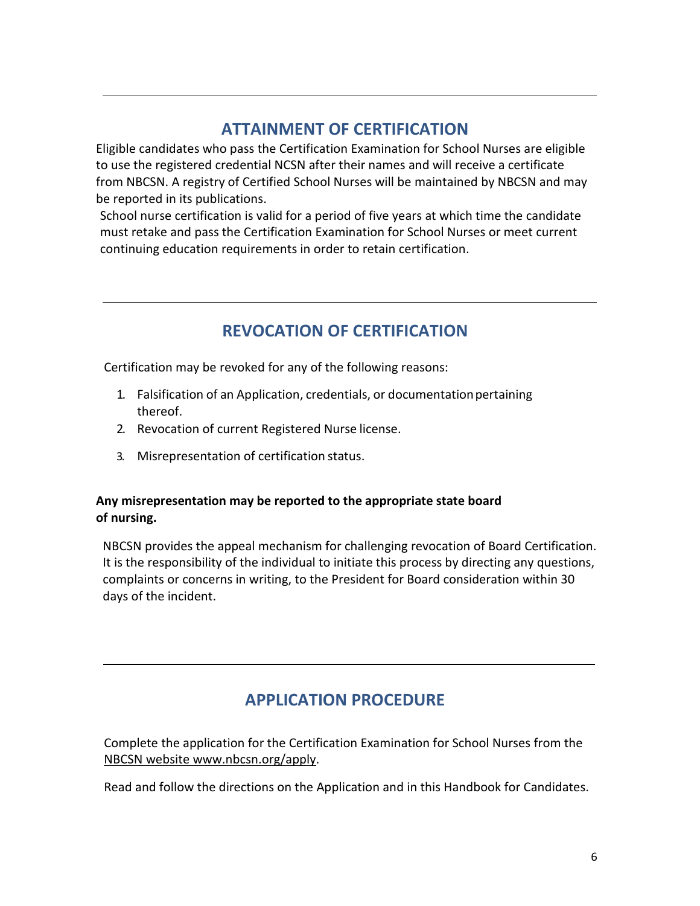## ATTAINMENT OF CERTIFICATION

Eligible candidates who pass the Certification Examination for School Nurses are eligible to use the registered credential NCSN after their names and will receive a certificate from NBCSN. A registry of Certified School Nurses will be maintained by NBCSN and may be reported in its publications.

School nurse certification is valid for a period of five years at which time the candidate must retake and pass the Certification Examination for School Nurses or meet current continuing education requirements in order to retain certification.

## REVOCATION OF CERTIFICATION

Certification may be revoked for any of the following reasons:

1. Falsification of an Application, credentials, or documentation pertaining thereof.
2. Revocation of current Registered Nurse license.
3. Misrepresentation of certification status.

**Any misrepresentation may be reported to the appropriate state board of nursing.**

NBCSN provides the appeal mechanism for challenging revocation of Board Certification. It is the responsibility of the individual to initiate this process by directing any questions, complaints or concerns in writing, to the President for Board consideration within 30 days of the incident.

## APPLICATION PROCEDURE

Complete the application for the Certification Examination for School Nurses from the NBCSN website www.nbcsn.org/apply.

Read and follow the directions on the Application and in this Handbook for Candidates.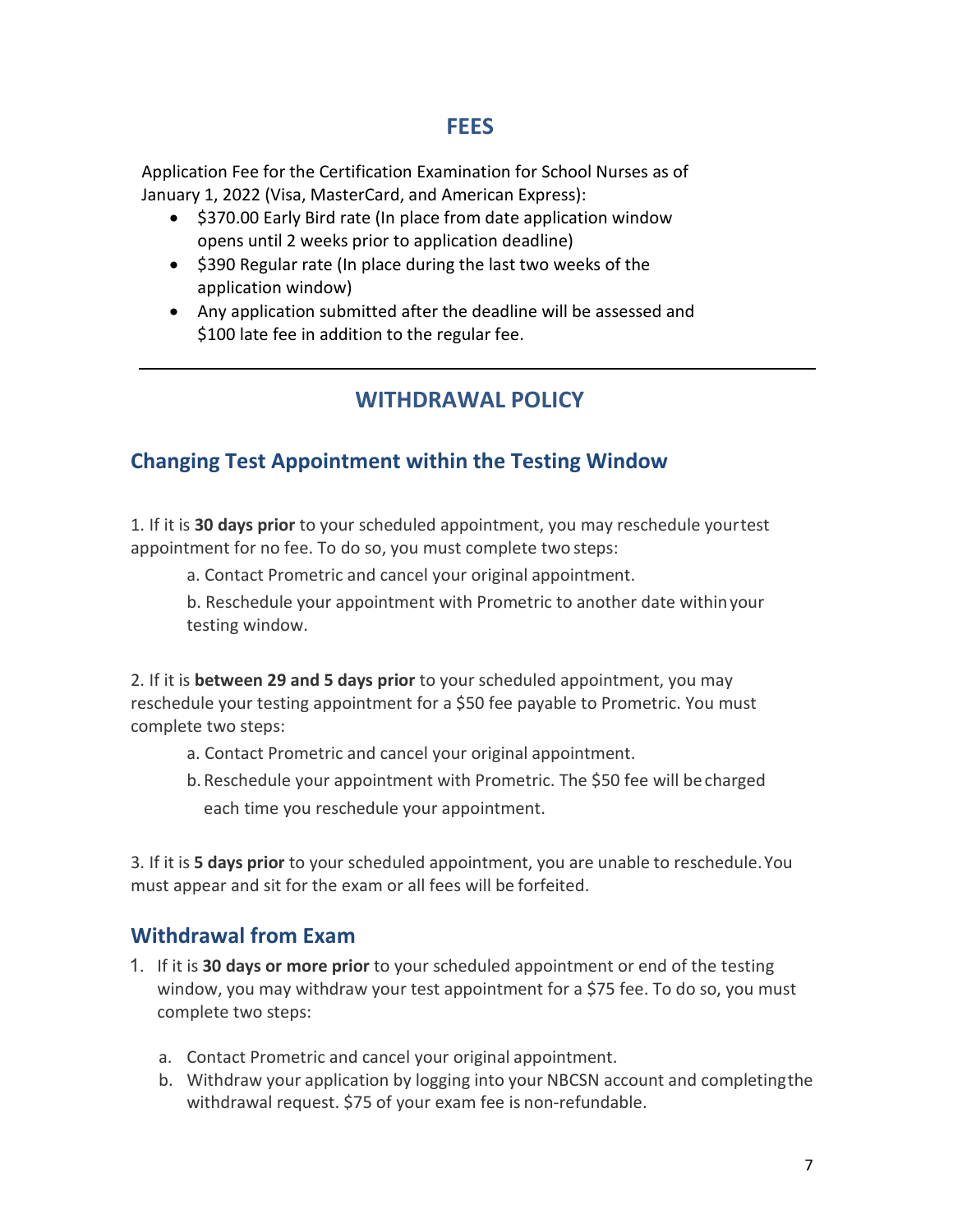## FEES

Application Fee for the Certification Examination for School Nurses as of January 1, 2022 (Visa, MasterCard, and American Express):

- $370.00 Early Bird rate (In place from date application window opens until 2 weeks prior to application deadline)
- $390 Regular rate (In place during the last two weeks of the application window)
- Any application submitted after the deadline will be assessed and $100 late fee in addition to the regular fee.

---

## WITHDRAWAL POLICY

### Changing Test Appointment within the Testing Window

1. If it is **30 days prior** to your scheduled appointment, you may reschedule your test appointment for no fee. To do so, you must complete two steps:

   a. Contact Prometric and cancel your original appointment.

   b. Reschedule your appointment with Prometric to another date within your testing window.

2. If it is **between 29 and 5 days prior** to your scheduled appointment, you may reschedule your testing appointment for a $50 fee payable to Prometric. You must complete two steps:

   a. Contact Prometric and cancel your original appointment.

   b. Reschedule your appointment with Prometric. The $50 fee will be charged each time you reschedule your appointment.

3. If it is **5 days prior** to your scheduled appointment, you are unable to reschedule. You must appear and sit for the exam or all fees will be forfeited.

### Withdrawal from Exam

1. If it is **30 days or more prior** to your scheduled appointment or end of the testing window, you may withdraw your test appointment for a $75 fee. To do so, you must complete two steps:

   a. Contact Prometric and cancel your original appointment.
   b. Withdraw your application by logging into your NBCSN account and completing the withdrawal request. $75 of your exam fee is non-refundable.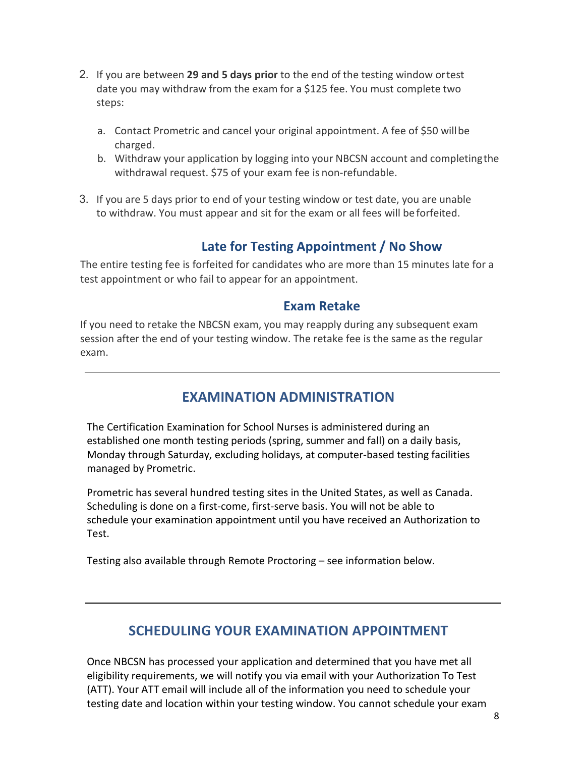2. If you are between **29 and 5 days prior** to the end of the testing window or test date you may withdraw from the exam for a $125 fee. You must complete two steps:

   a. Contact Prometric and cancel your original appointment. A fee of $50 will be charged.
   b. Withdraw your application by logging into your NBCSN account and completing the withdrawal request. $75 of your exam fee is non-refundable.

3. If you are 5 days prior to end of your testing window or test date, you are unable to withdraw. You must appear and sit for the exam or all fees will be forfeited.

### Late for Testing Appointment / No Show

The entire testing fee is forfeited for candidates who are more than 15 minutes late for a test appointment or who fail to appear for an appointment.

### Exam Retake

If you need to retake the NBCSN exam, you may reapply during any subsequent exam session after the end of your testing window. The retake fee is the same as the regular exam.

---

## EXAMINATION ADMINISTRATION

The Certification Examination for School Nurses is administered during an established one month testing periods (spring, summer and fall) on a daily basis, Monday through Saturday, excluding holidays, at computer-based testing facilities managed by Prometric.

Prometric has several hundred testing sites in the United States, as well as Canada. Scheduling is done on a first-come, first-serve basis. You will not be able to schedule your examination appointment until you have received an Authorization to Test.

Testing also available through Remote Proctoring – see information below.

---

## SCHEDULING YOUR EXAMINATION APPOINTMENT

Once NBCSN has processed your application and determined that you have met all eligibility requirements, we will notify you via email with your Authorization To Test (ATT). Your ATT email will include all of the information you need to schedule your testing date and location within your testing window. You cannot schedule your exam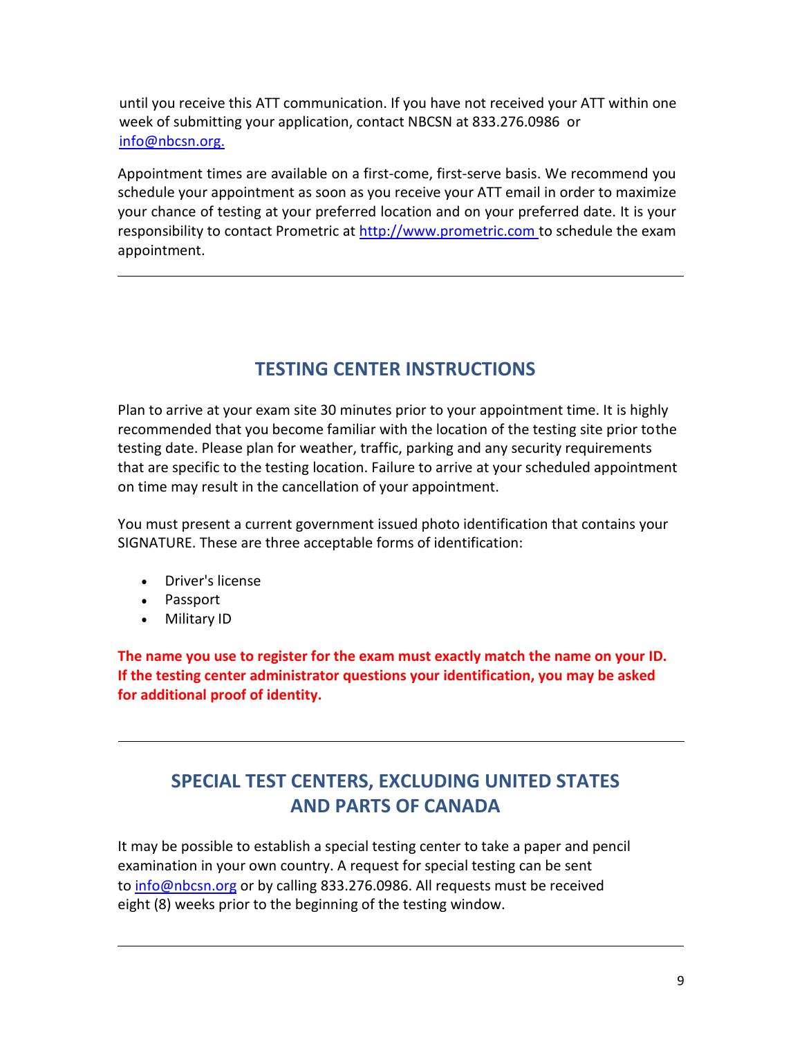until you receive this ATT communication. If you have not received your ATT within one week of submitting your application, contact NBCSN at 833.276.0986 or info@nbcsn.org.

Appointment times are available on a first-come, first-serve basis. We recommend you schedule your appointment as soon as you receive your ATT email in order to maximize your chance of testing at your preferred location and on your preferred date. It is your responsibility to contact Prometric at http://www.prometric.com to schedule the exam appointment.

---

## TESTING CENTER INSTRUCTIONS

Plan to arrive at your exam site 30 minutes prior to your appointment time. It is highly recommended that you become familiar with the location of the testing site prior tothe testing date. Please plan for weather, traffic, parking and any security requirements that are specific to the testing location. Failure to arrive at your scheduled appointment on time may result in the cancellation of your appointment.

You must present a current government issued photo identification that contains your SIGNATURE. These are three acceptable forms of identification:

- Driver's license
- Passport
- Military ID

**The name you use to register for the exam must exactly match the name on your ID. If the testing center administrator questions your identification, you may be asked for additional proof of identity.**

---

## SPECIAL TEST CENTERS, EXCLUDING UNITED STATES AND PARTS OF CANADA

It may be possible to establish a special testing center to take a paper and pencil examination in your own country. A request for special testing can be sent to info@nbcsn.org or by calling 833.276.0986. All requests must be received eight (8) weeks prior to the beginning of the testing window.

---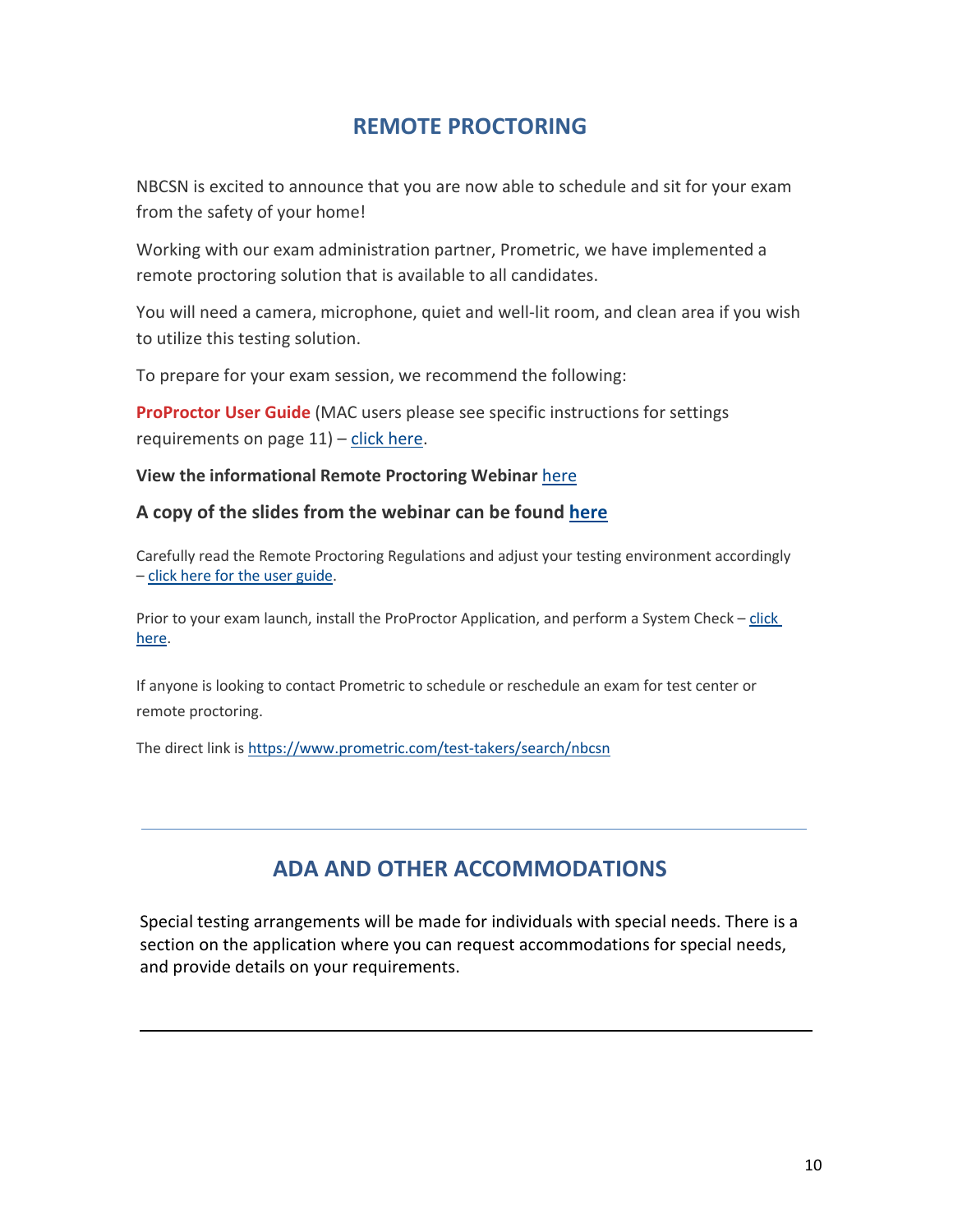## REMOTE PROCTORING

NBCSN is excited to announce that you are now able to schedule and sit for your exam from the safety of your home!

Working with our exam administration partner, Prometric, we have implemented a remote proctoring solution that is available to all candidates.

You will need a camera, microphone, quiet and well-lit room, and clean area if you wish to utilize this testing solution.

To prepare for your exam session, we recommend the following:

**ProProctor User Guide** (MAC users please see specific instructions for settings requirements on page 11) – click here.

**View the informational Remote Proctoring Webinar** here

**A copy of the slides from the webinar can be found here**

Carefully read the Remote Proctoring Regulations and adjust your testing environment accordingly – click here for the user guide.

Prior to your exam launch, install the ProProctor Application, and perform a System Check – click here.

If anyone is looking to contact Prometric to schedule or reschedule an exam for test center or remote proctoring.

The direct link is https://www.prometric.com/test-takers/search/nbcsn

---

## ADA AND OTHER ACCOMMODATIONS

Special testing arrangements will be made for individuals with special needs. There is a section on the application where you can request accommodations for special needs, and provide details on your requirements.

---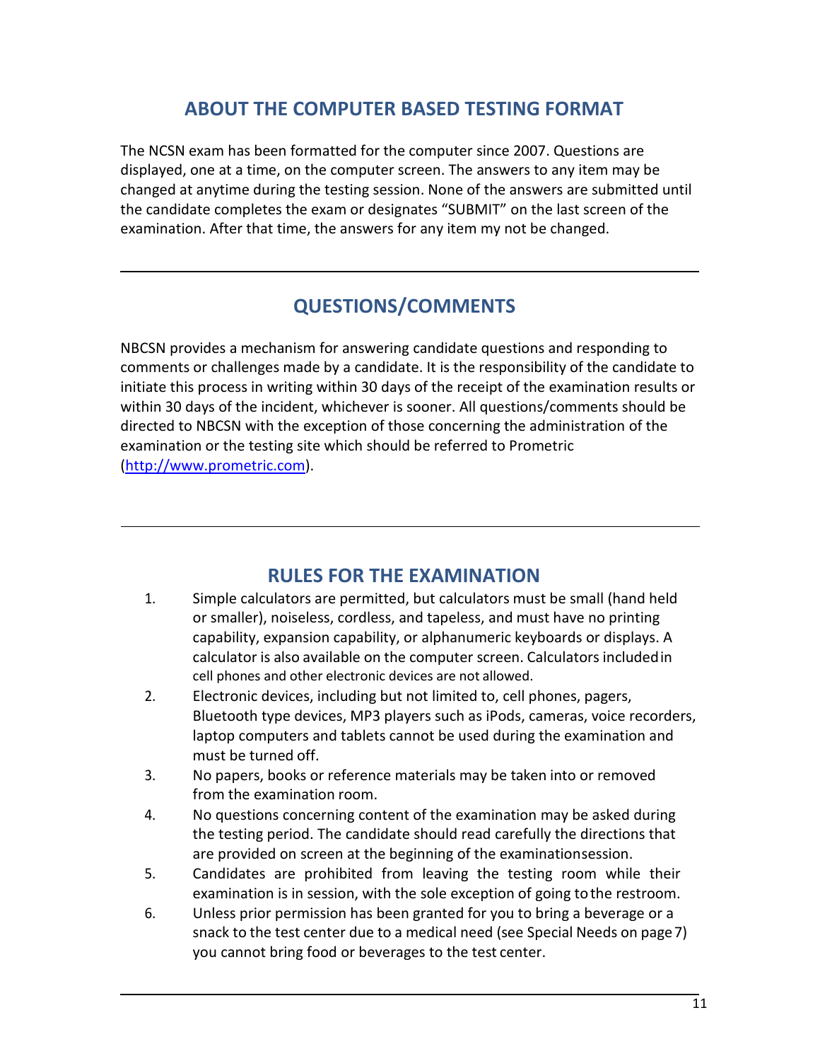## ABOUT THE COMPUTER BASED TESTING FORMAT

The NCSN exam has been formatted for the computer since 2007. Questions are displayed, one at a time, on the computer screen. The answers to any item may be changed at anytime during the testing session. None of the answers are submitted until the candidate completes the exam or designates "SUBMIT" on the last screen of the examination. After that time, the answers for any item my not be changed.

---

## QUESTIONS/COMMENTS

NBCSN provides a mechanism for answering candidate questions and responding to comments or challenges made by a candidate. It is the responsibility of the candidate to initiate this process in writing within 30 days of the receipt of the examination results or within 30 days of the incident, whichever is sooner. All questions/comments should be directed to NBCSN with the exception of those concerning the administration of the examination or the testing site which should be referred to Prometric (http://www.prometric.com).

---

## RULES FOR THE EXAMINATION

1. Simple calculators are permitted, but calculators must be small (hand held or smaller), noiseless, cordless, and tapeless, and must have no printing capability, expansion capability, or alphanumeric keyboards or displays. A calculator is also available on the computer screen. Calculators included in cell phones and other electronic devices are not allowed.
2. Electronic devices, including but not limited to, cell phones, pagers, Bluetooth type devices, MP3 players such as iPods, cameras, voice recorders, laptop computers and tablets cannot be used during the examination and must be turned off.
3. No papers, books or reference materials may be taken into or removed from the examination room.
4. No questions concerning content of the examination may be asked during the testing period. The candidate should read carefully the directions that are provided on screen at the beginning of the examination session.
5. Candidates are prohibited from leaving the testing room while their examination is in session, with the sole exception of going to the restroom.
6. Unless prior permission has been granted for you to bring a beverage or a snack to the test center due to a medical need (see Special Needs on page 7) you cannot bring food or beverages to the test center.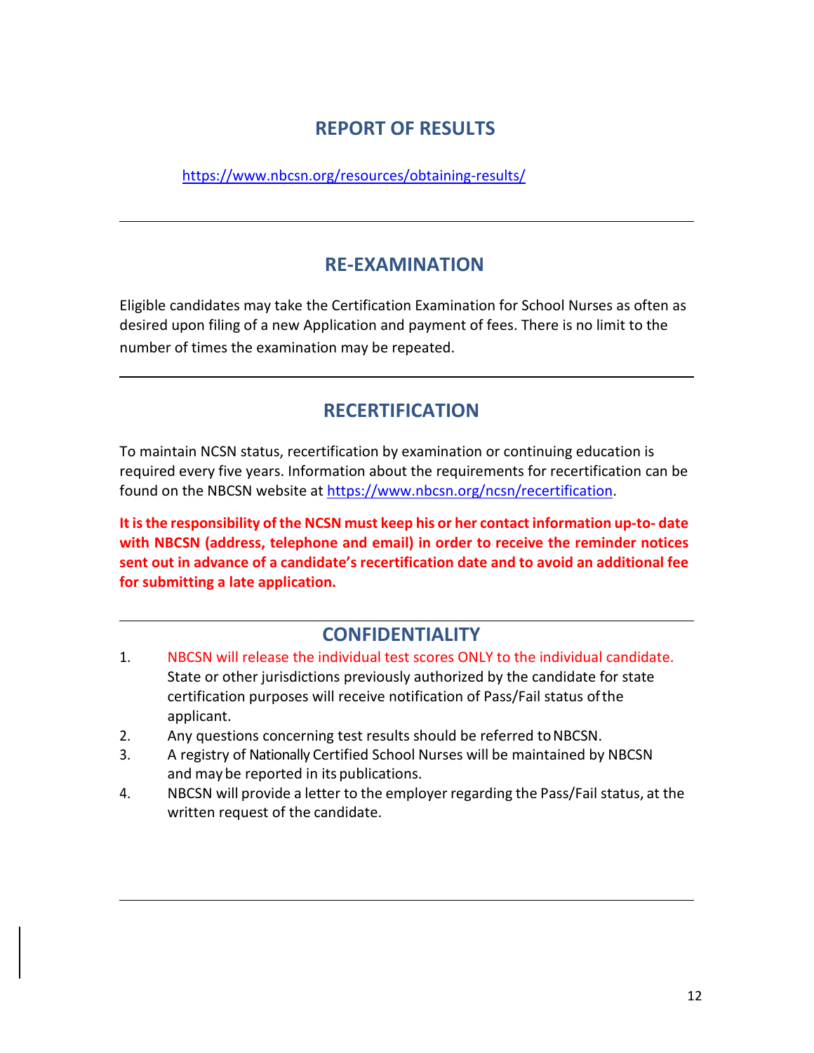## REPORT OF RESULTS

https://www.nbcsn.org/resources/obtaining-results/

---

## RE-EXAMINATION

Eligible candidates may take the Certification Examination for School Nurses as often as desired upon filing of a new Application and payment of fees. There is no limit to the number of times the examination may be repeated.

---

## RECERTIFICATION

To maintain NCSN status, recertification by examination or continuing education is required every five years. Information about the requirements for recertification can be found on the NBCSN website at https://www.nbcsn.org/ncsn/recertification.

**It is the responsibility of the NCSN must keep his or her contact information up-to- date with NBCSN (address, telephone and email) in order to receive the reminder notices sent out in advance of a candidate's recertification date and to avoid an additional fee for submitting a late application.**

---

## CONFIDENTIALITY

1. NBCSN will release the individual test scores ONLY to the individual candidate. State or other jurisdictions previously authorized by the candidate for state certification purposes will receive notification of Pass/Fail status of the applicant.
2. Any questions concerning test results should be referred to NBCSN.
3. A registry of Nationally Certified School Nurses will be maintained by NBCSN and may be reported in its publications.
4. NBCSN will provide a letter to the employer regarding the Pass/Fail status, at the written request of the candidate.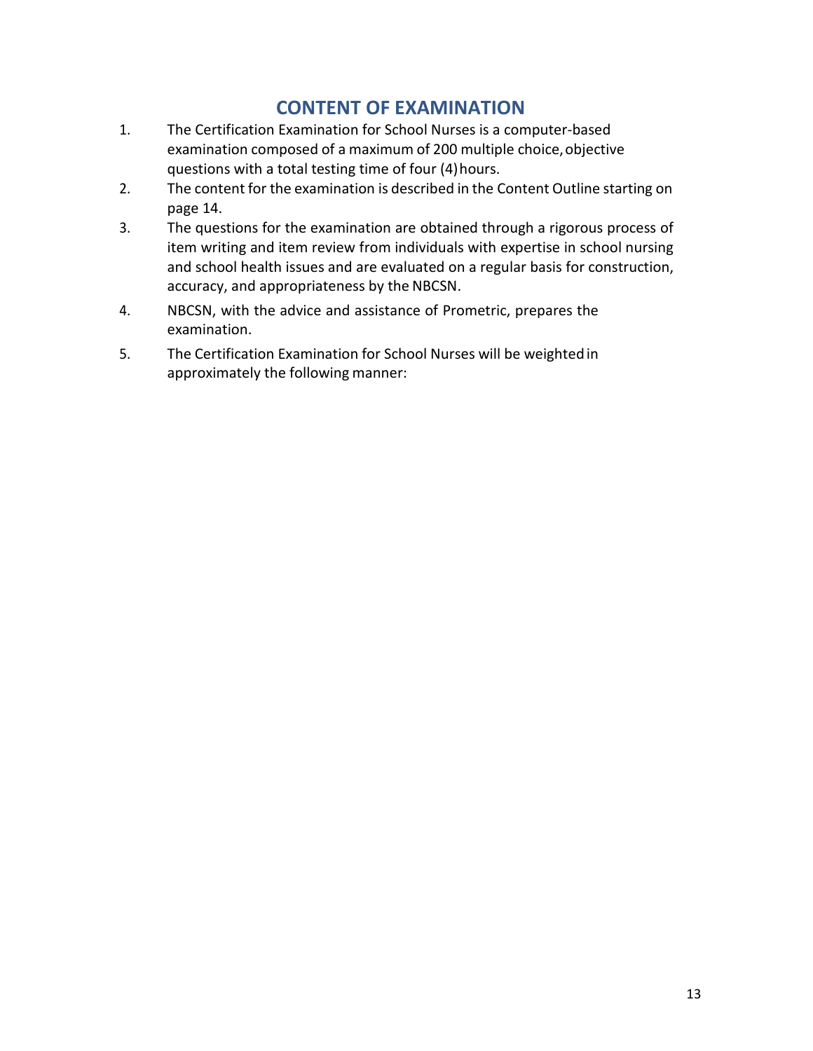# CONTENT OF EXAMINATION

1. The Certification Examination for School Nurses is a computer-based examination composed of a maximum of 200 multiple choice, objective questions with a total testing time of four (4) hours.
2. The content for the examination is described in the Content Outline starting on page 14.
3. The questions for the examination are obtained through a rigorous process of item writing and item review from individuals with expertise in school nursing and school health issues and are evaluated on a regular basis for construction, accuracy, and appropriateness by the NBCSN.
4. NBCSN, with the advice and assistance of Prometric, prepares the examination.
5. The Certification Examination for School Nurses will be weighted in approximately the following manner: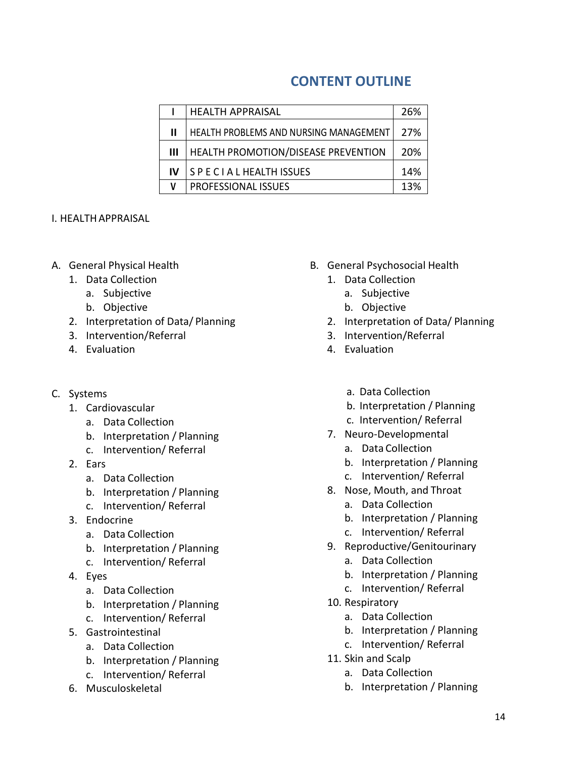## CONTENT OUTLINE

| | | |
|---|---|---|
| I | HEALTH APPRAISAL | 26% |
| II | HEALTH PROBLEMS AND NURSING MANAGEMENT | 27% |
| III | HEALTH PROMOTION/DISEASE PREVENTION | 20% |
| IV | S P E C I A L HEALTH ISSUES | 14% |
| V | PROFESSIONAL ISSUES | 13% |

I. HEALTH APPRAISAL

A. General Physical Health
   1. Data Collection
      a. Subjective
      b. Objective
   2. Interpretation of Data/ Planning
   3. Intervention/Referral
   4. Evaluation

B. General Psychosocial Health
   1. Data Collection
      a. Subjective
      b. Objective
   2. Interpretation of Data/ Planning
   3. Intervention/Referral
   4. Evaluation

C. Systems
   1. Cardiovascular
      a. Data Collection
      b. Interpretation / Planning
      c. Intervention/ Referral
   2. Ears
      a. Data Collection
      b. Interpretation / Planning
      c. Intervention/ Referral
   3. Endocrine
      a. Data Collection
      b. Interpretation / Planning
      c. Intervention/ Referral
   4. Eyes
      a. Data Collection
      b. Interpretation / Planning
      c. Intervention/ Referral
   5. Gastrointestinal
      a. Data Collection
      b. Interpretation / Planning
      c. Intervention/ Referral
   6. Musculoskeletal
      a. Data Collection
      b. Interpretation / Planning
      c. Intervention/ Referral
   7. Neuro-Developmental
      a. Data Collection
      b. Interpretation / Planning
      c. Intervention/ Referral
   8. Nose, Mouth, and Throat
      a. Data Collection
      b. Interpretation / Planning
      c. Intervention/ Referral
   9. Reproductive/Genitourinary
      a. Data Collection
      b. Interpretation / Planning
      c. Intervention/ Referral
   10. Respiratory
      a. Data Collection
      b. Interpretation / Planning
      c. Intervention/ Referral
   11. Skin and Scalp
      a. Data Collection
      b. Interpretation / Planning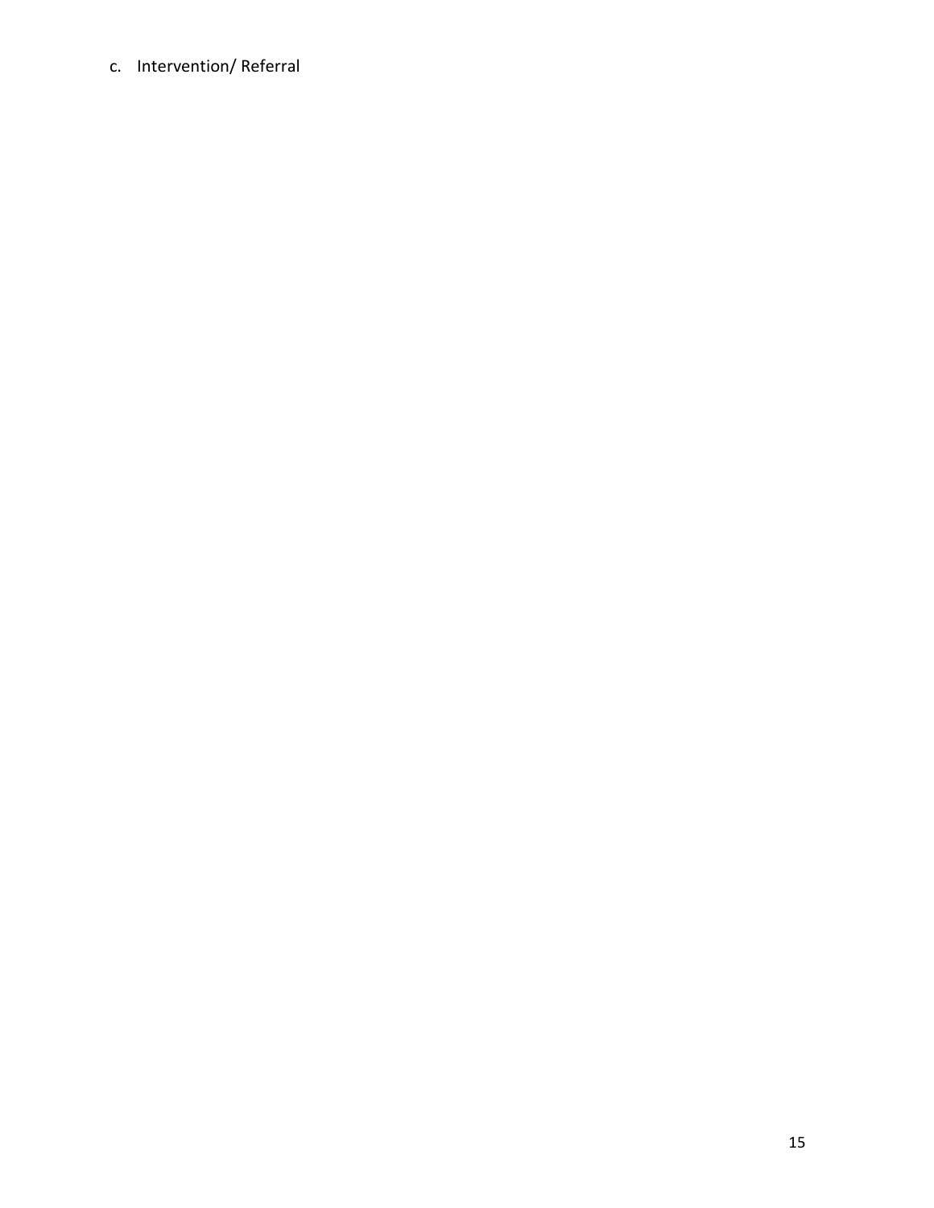c. Intervention/ Referral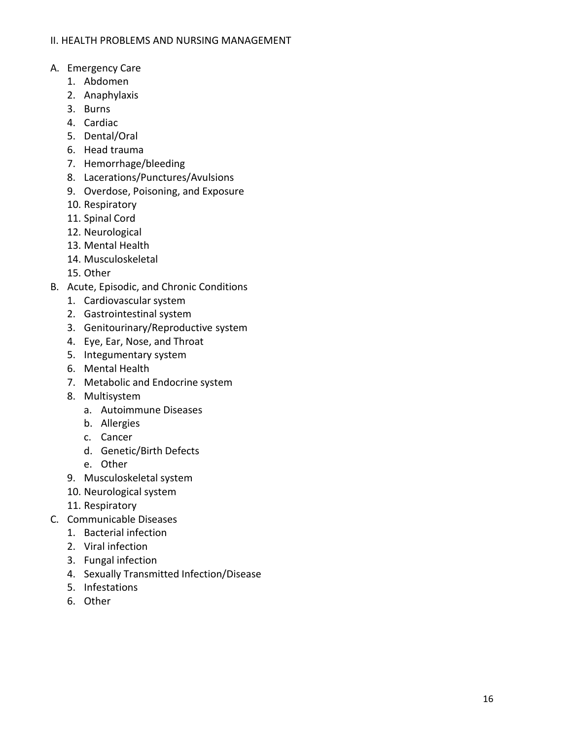## II. HEALTH PROBLEMS AND NURSING MANAGEMENT

A. Emergency Care
   1. Abdomen
   2. Anaphylaxis
   3. Burns
   4. Cardiac
   5. Dental/Oral
   6. Head trauma
   7. Hemorrhage/bleeding
   8. Lacerations/Punctures/Avulsions
   9. Overdose, Poisoning, and Exposure
   10. Respiratory
   11. Spinal Cord
   12. Neurological
   13. Mental Health
   14. Musculoskeletal
   15. Other

B. Acute, Episodic, and Chronic Conditions
   1. Cardiovascular system
   2. Gastrointestinal system
   3. Genitourinary/Reproductive system
   4. Eye, Ear, Nose, and Throat
   5. Integumentary system
   6. Mental Health
   7. Metabolic and Endocrine system
   8. Multisystem
      a. Autoimmune Diseases
      b. Allergies
      c. Cancer
      d. Genetic/Birth Defects
      e. Other
   9. Musculoskeletal system
   10. Neurological system
   11. Respiratory

C. Communicable Diseases
   1. Bacterial infection
   2. Viral infection
   3. Fungal infection
   4. Sexually Transmitted Infection/Disease
   5. Infestations
   6. Other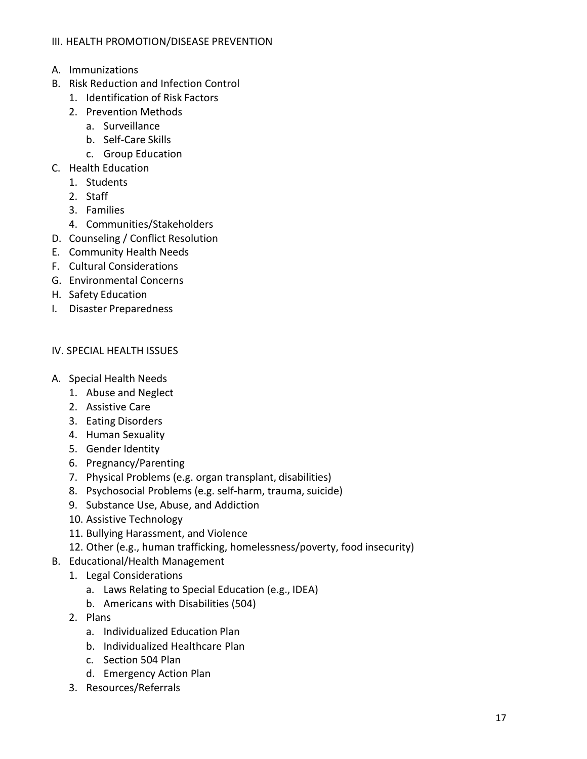## III. HEALTH PROMOTION/DISEASE PREVENTION

- A. Immunizations
- B. Risk Reduction and Infection Control
  - 1. Identification of Risk Factors
  - 2. Prevention Methods
    - a. Surveillance
    - b. Self-Care Skills
    - c. Group Education
- C. Health Education
  - 1. Students
  - 2. Staff
  - 3. Families
  - 4. Communities/Stakeholders
- D. Counseling / Conflict Resolution
- E. Community Health Needs
- F. Cultural Considerations
- G. Environmental Concerns
- H. Safety Education
- I. Disaster Preparedness

## IV. SPECIAL HEALTH ISSUES

- A. Special Health Needs
  - 1. Abuse and Neglect
  - 2. Assistive Care
  - 3. Eating Disorders
  - 4. Human Sexuality
  - 5. Gender Identity
  - 6. Pregnancy/Parenting
  - 7. Physical Problems (e.g. organ transplant, disabilities)
  - 8. Psychosocial Problems (e.g. self-harm, trauma, suicide)
  - 9. Substance Use, Abuse, and Addiction
  - 10. Assistive Technology
  - 11. Bullying Harassment, and Violence
  - 12. Other (e.g., human trafficking, homelessness/poverty, food insecurity)
- B. Educational/Health Management
  - 1. Legal Considerations
    - a. Laws Relating to Special Education (e.g., IDEA)
    - b. Americans with Disabilities (504)
  - 2. Plans
    - a. Individualized Education Plan
    - b. Individualized Healthcare Plan
    - c. Section 504 Plan
    - d. Emergency Action Plan
  - 3. Resources/Referrals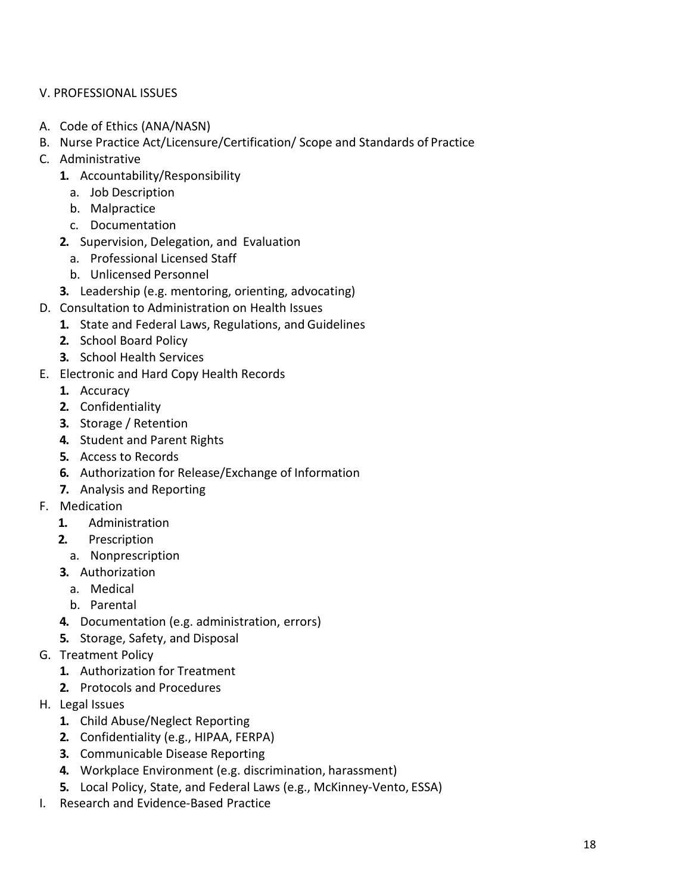V. PROFESSIONAL ISSUES

A. Code of Ethics (ANA/NASN)
B. Nurse Practice Act/Licensure/Certification/ Scope and Standards of Practice
C. Administrative
    1. Accountability/Responsibility
        a. Job Description
        b. Malpractice
        c. Documentation
    2. Supervision, Delegation, and Evaluation
        a. Professional Licensed Staff
        b. Unlicensed Personnel
    3. Leadership (e.g. mentoring, orienting, advocating)
D. Consultation to Administration on Health Issues
    1. State and Federal Laws, Regulations, and Guidelines
    2. School Board Policy
    3. School Health Services
E. Electronic and Hard Copy Health Records
    1. Accuracy
    2. Confidentiality
    3. Storage / Retention
    4. Student and Parent Rights
    5. Access to Records
    6. Authorization for Release/Exchange of Information
    7. Analysis and Reporting
F. Medication
    1. Administration
    2. Prescription
        a. Nonprescription
    3. Authorization
        a. Medical
        b. Parental
    4. Documentation (e.g. administration, errors)
    5. Storage, Safety, and Disposal
G. Treatment Policy
    1. Authorization for Treatment
    2. Protocols and Procedures
H. Legal Issues
    1. Child Abuse/Neglect Reporting
    2. Confidentiality (e.g., HIPAA, FERPA)
    3. Communicable Disease Reporting
    4. Workplace Environment (e.g. discrimination, harassment)
    5. Local Policy, State, and Federal Laws (e.g., McKinney-Vento, ESSA)
I. Research and Evidence-Based Practice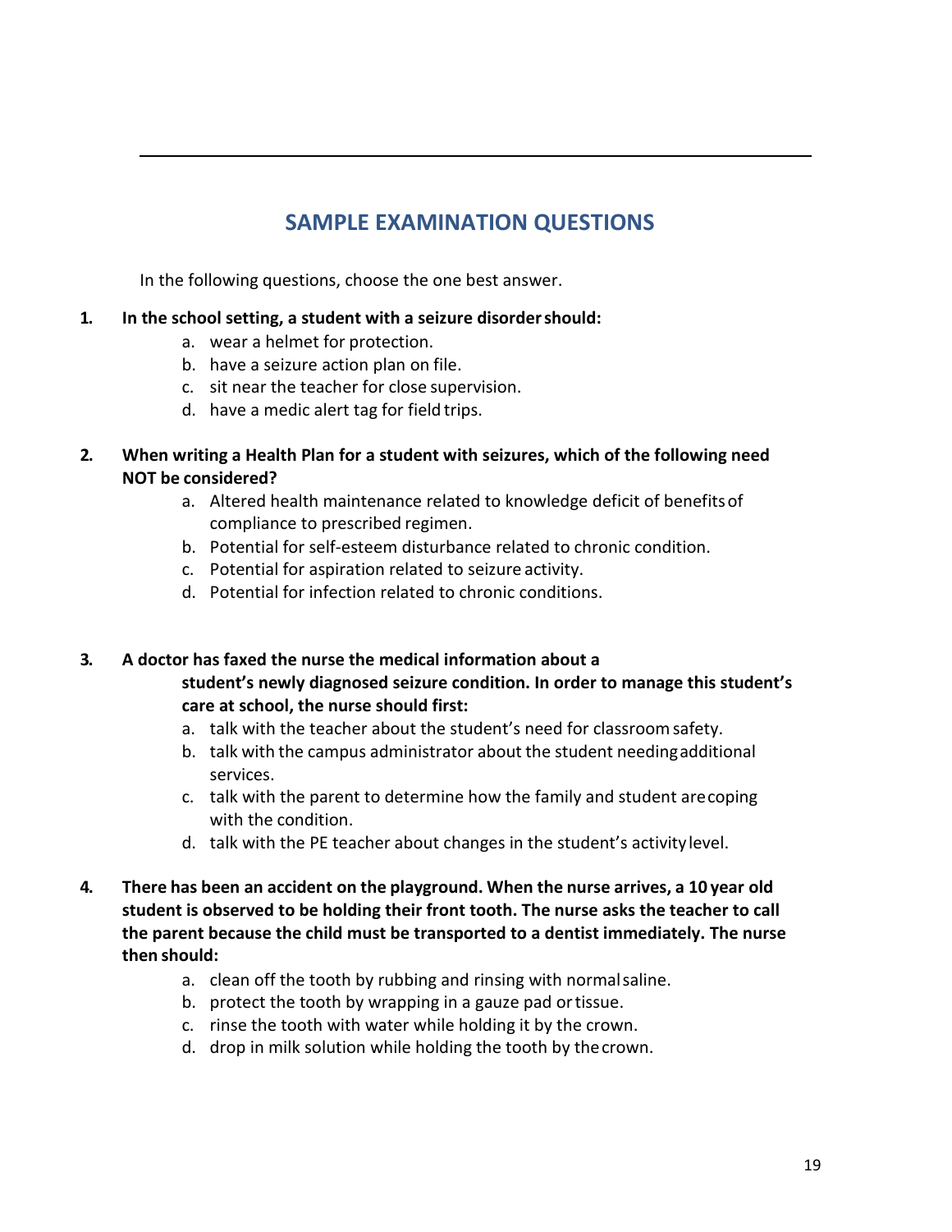## SAMPLE EXAMINATION QUESTIONS

In the following questions, choose the one best answer.

**1. In the school setting, a student with a seizure disorder should:**

a. wear a helmet for protection.
b. have a seizure action plan on file.
c. sit near the teacher for close supervision.
d. have a medic alert tag for field trips.

**2. When writing a Health Plan for a student with seizures, which of the following need NOT be considered?**

a. Altered health maintenance related to knowledge deficit of benefits of compliance to prescribed regimen.
b. Potential for self-esteem disturbance related to chronic condition.
c. Potential for aspiration related to seizure activity.
d. Potential for infection related to chronic conditions.

**3. A doctor has faxed the nurse the medical information about a student's newly diagnosed seizure condition. In order to manage this student's care at school, the nurse should first:**

a. talk with the teacher about the student's need for classroom safety.
b. talk with the campus administrator about the student needing additional services.
c. talk with the parent to determine how the family and student are coping with the condition.
d. talk with the PE teacher about changes in the student's activity level.

**4. There has been an accident on the playground. When the nurse arrives, a 10 year old student is observed to be holding their front tooth. The nurse asks the teacher to call the parent because the child must be transported to a dentist immediately. The nurse then should:**

a. clean off the tooth by rubbing and rinsing with normal saline.
b. protect the tooth by wrapping in a gauze pad or tissue.
c. rinse the tooth with water while holding it by the crown.
d. drop in milk solution while holding the tooth by the crown.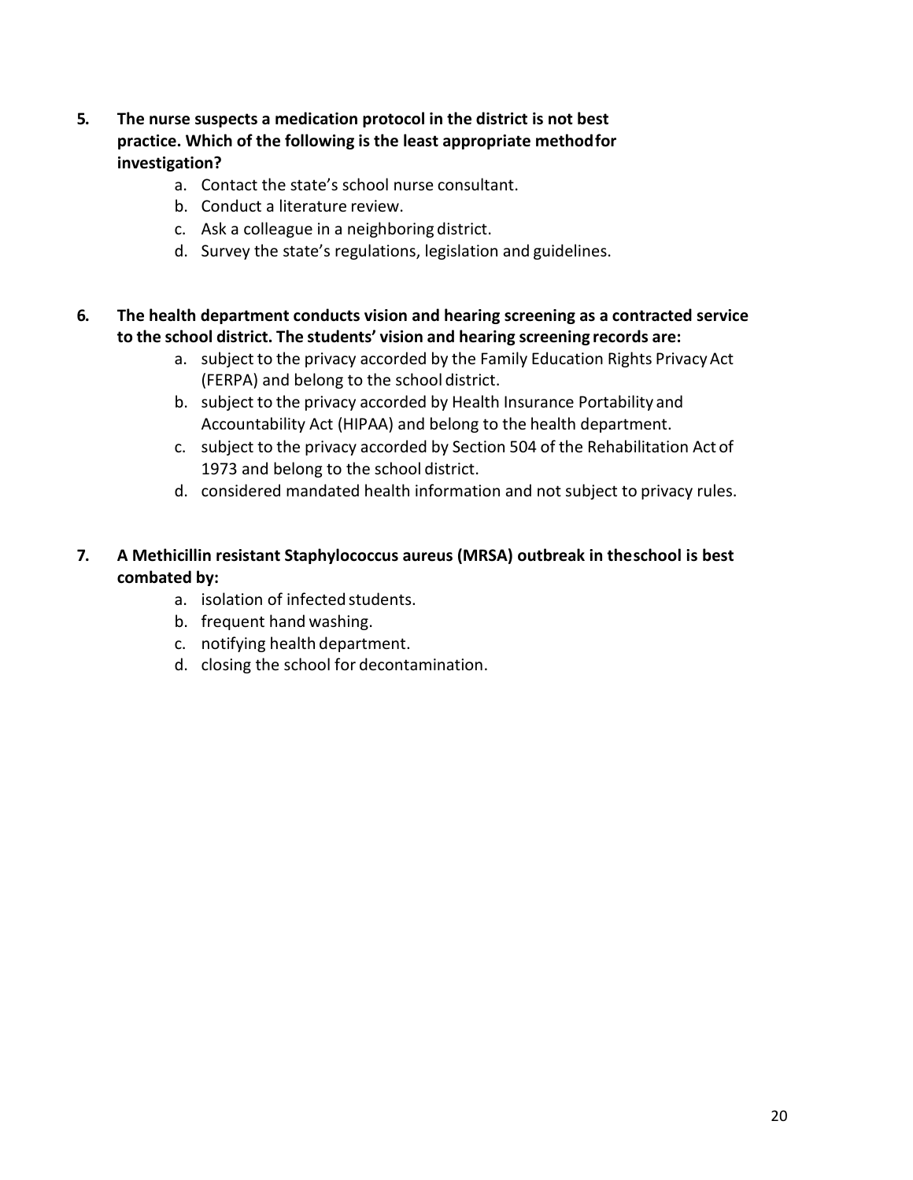**5. The nurse suspects a medication protocol in the district is not best practice. Which of the following is the least appropriate method for investigation?**

a. Contact the state's school nurse consultant.
b. Conduct a literature review.
c. Ask a colleague in a neighboring district.
d. Survey the state's regulations, legislation and guidelines.

**6. The health department conducts vision and hearing screening as a contracted service to the school district. The students' vision and hearing screening records are:**

a. subject to the privacy accorded by the Family Education Rights Privacy Act (FERPA) and belong to the school district.
b. subject to the privacy accorded by Health Insurance Portability and Accountability Act (HIPAA) and belong to the health department.
c. subject to the privacy accorded by Section 504 of the Rehabilitation Act of 1973 and belong to the school district.
d. considered mandated health information and not subject to privacy rules.

**7. A Methicillin resistant Staphylococcus aureus (MRSA) outbreak in the school is best combated by:**

a. isolation of infected students.
b. frequent hand washing.
c. notifying health department.
d. closing the school for decontamination.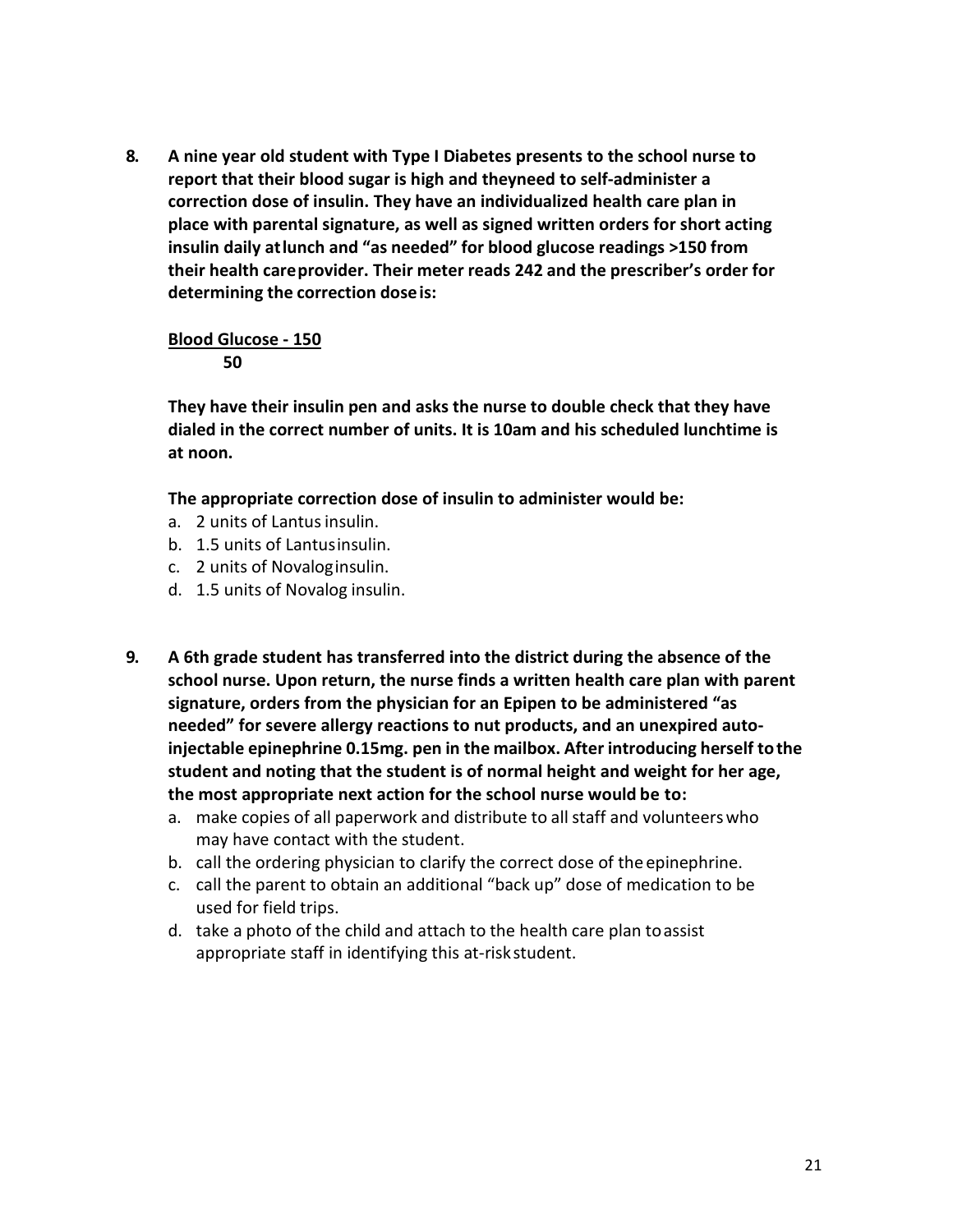8. **A nine year old student with Type I Diabetes presents to the school nurse to report that their blood sugar is high and theyneed to self-administer a correction dose of insulin. They have an individualized health care plan in place with parental signature, as well as signed written orders for short acting insulin daily atlunch and "as needed" for blood glucose readings >150 from their health careprovider. Their meter reads 242 and the prescriber's order for determining the correction doseis:**

   $$\frac{\textbf{Blood Glucose - 150}}{\textbf{50}}$$

   **They have their insulin pen and asks the nurse to double check that they have dialed in the correct number of units. It is 10am and his scheduled lunchtime is at noon.**

   **The appropriate correction dose of insulin to administer would be:**

   a. 2 units of Lantus insulin.
   b. 1.5 units of Lantusinsulin.
   c. 2 units of Novaloginsulin.
   d. 1.5 units of Novalog insulin.

9. **A 6th grade student has transferred into the district during the absence of the school nurse. Upon return, the nurse finds a written health care plan with parent signature, orders from the physician for an Epipen to be administered "as needed" for severe allergy reactions to nut products, and an unexpired auto-injectable epinephrine 0.15mg. pen in the mailbox. After introducing herself tothe student and noting that the student is of normal height and weight for her age, the most appropriate next action for the school nurse would be to:**

   a. make copies of all paperwork and distribute to all staff and volunteerswho may have contact with the student.
   b. call the ordering physician to clarify the correct dose of the epinephrine.
   c. call the parent to obtain an additional "back up" dose of medication to be used for field trips.
   d. take a photo of the child and attach to the health care plan toassist appropriate staff in identifying this at-riskstudent.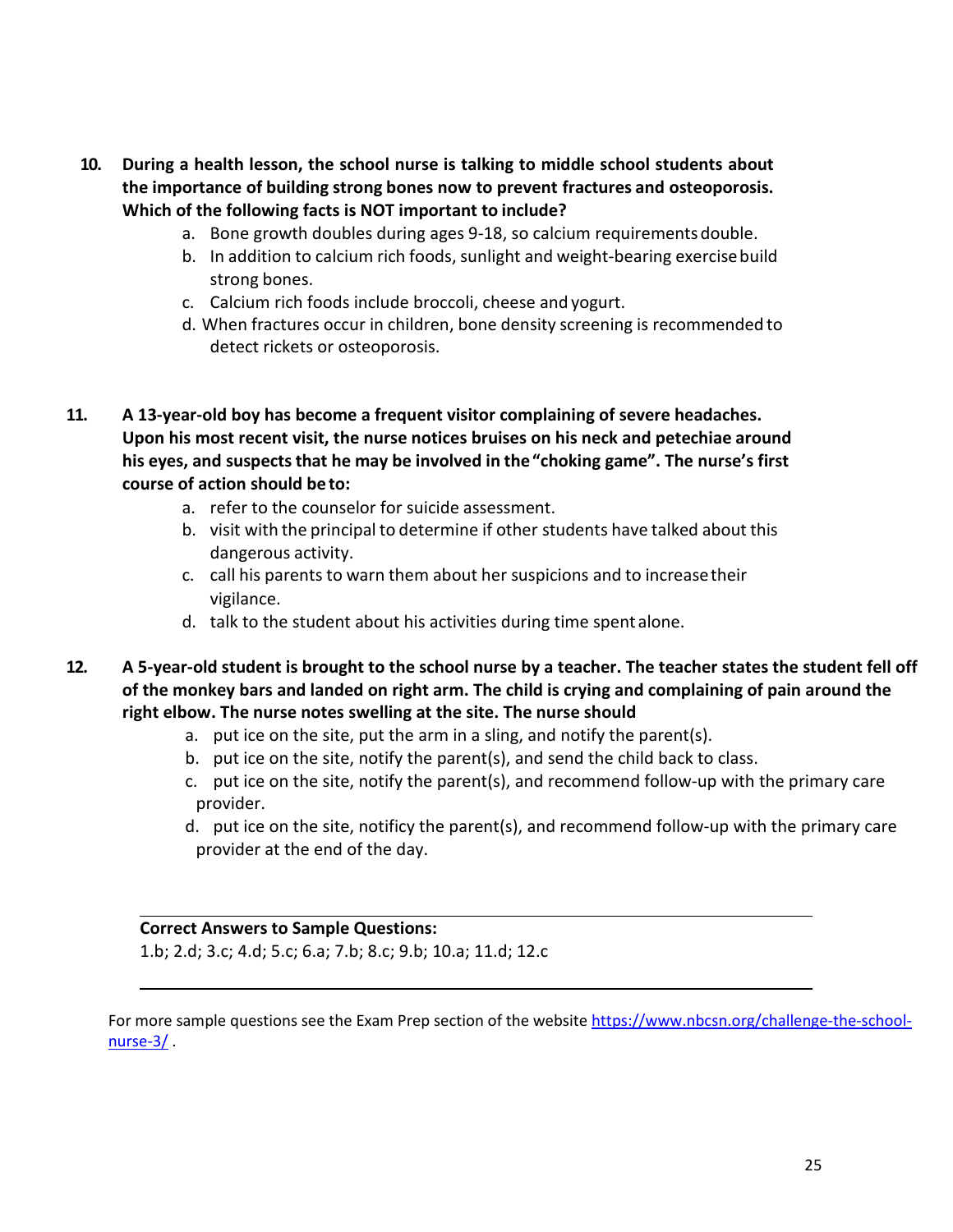**10. During a health lesson, the school nurse is talking to middle school students about the importance of building strong bones now to prevent fractures and osteoporosis. Which of the following facts is NOT important to include?**

a. Bone growth doubles during ages 9-18, so calcium requirements double.
b. In addition to calcium rich foods, sunlight and weight-bearing exercise build strong bones.
c. Calcium rich foods include broccoli, cheese and yogurt.
d. When fractures occur in children, bone density screening is recommended to detect rickets or osteoporosis.

**11. A 13-year-old boy has become a frequent visitor complaining of severe headaches. Upon his most recent visit, the nurse notices bruises on his neck and petechiae around his eyes, and suspects that he may be involved in the "choking game". The nurse's first course of action should be to:**

a. refer to the counselor for suicide assessment.
b. visit with the principal to determine if other students have talked about this dangerous activity.
c. call his parents to warn them about her suspicions and to increase their vigilance.
d. talk to the student about his activities during time spent alone.

**12. A 5-year-old student is brought to the school nurse by a teacher. The teacher states the student fell off of the monkey bars and landed on right arm. The child is crying and complaining of pain around the right elbow. The nurse notes swelling at the site. The nurse should**

a. put ice on the site, put the arm in a sling, and notify the parent(s).
b. put ice on the site, notify the parent(s), and send the child back to class.
c. put ice on the site, notify the parent(s), and recommend follow-up with the primary care provider.
d. put ice on the site, notificy the parent(s), and recommend follow-up with the primary care provider at the end of the day.

---

**Correct Answers to Sample Questions:**

1.b; 2.d; 3.c; 4.d; 5.c; 6.a; 7.b; 8.c; 9.b; 10.a; 11.d; 12.c

---

For more sample questions see the Exam Prep section of the website [https://www.nbcsn.org/challenge-the-school-nurse-3/](https://www.nbcsn.org/challenge-the-school-nurse-3/) .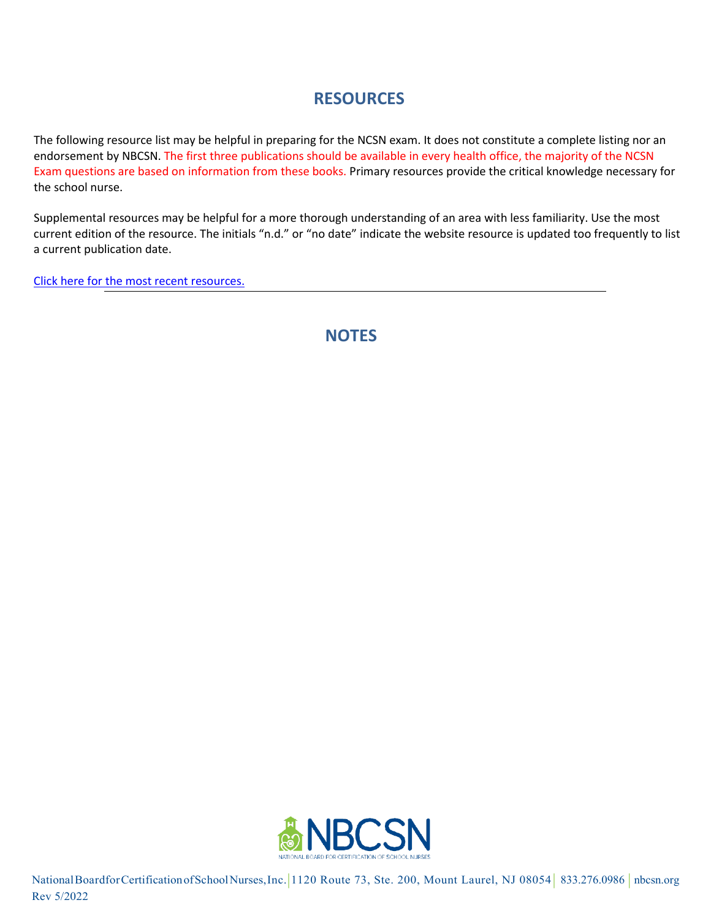## RESOURCES

The following resource list may be helpful in preparing for the NCSN exam. It does not constitute a complete listing nor an endorsement by NBCSN. The first three publications should be available in every health office, the majority of the NCSN Exam questions are based on information from these books. Primary resources provide the critical knowledge necessary for the school nurse.

Supplemental resources may be helpful for a more thorough understanding of an area with less familiarity. Use the most current edition of the resource. The initials "n.d." or "no date" indicate the website resource is updated too frequently to list a current publication date.

Click here for the most recent resources.

## NOTES